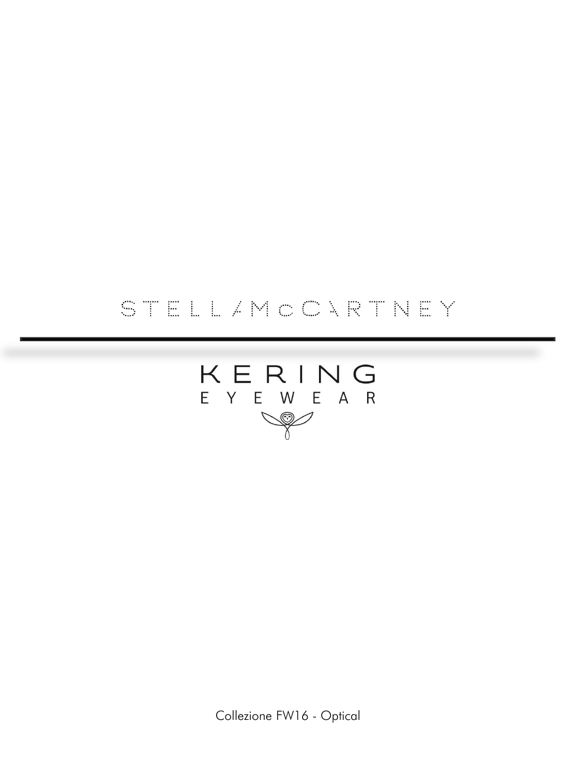STELLA McCARTNEY

KERING
EYEWEAR

Collezione FW16 - Optical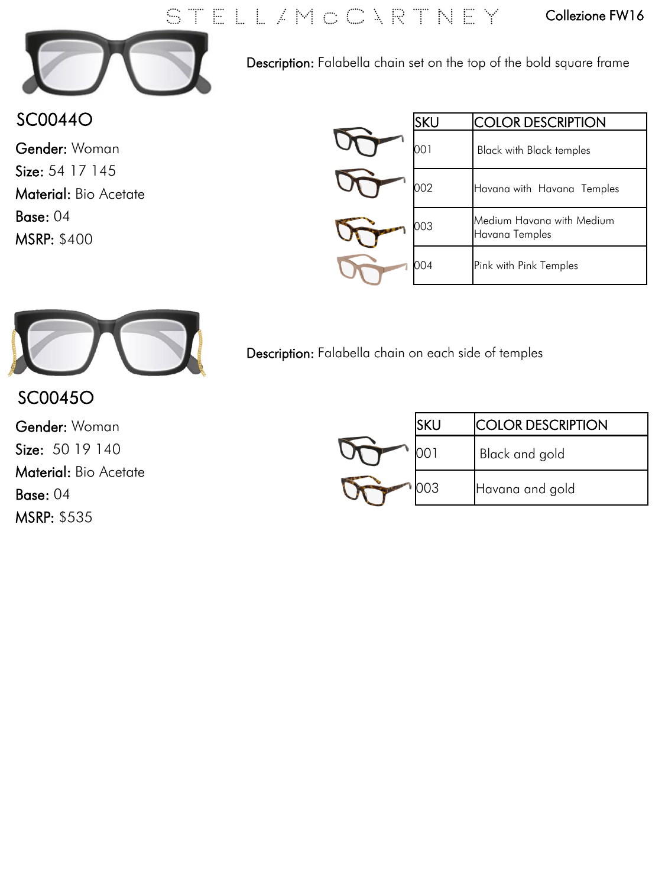STELLA McCARTNEY

Collezione FW16

## SC0044O

**Description:** Falabella chain set on the top of the bold square frame

**Gender:** Woman
**Size:** 54 17 145
**Material:** Bio Acetate
**Base:** 04
**MSRP:** $400

| SKU | COLOR DESCRIPTION |
|---|---|
| 001 | Black with Black temples |
| 002 | Havana with Havana Temples |
| 003 | Medium Havana with Medium Havana Temples |
| 004 | Pink with Pink Temples |

## SC0045O

**Description:** Falabella chain on each side of temples

**Gender:** Woman
**Size:** 50 19 140
**Material:** Bio Acetate
**Base:** 04
**MSRP:** $535

| SKU | COLOR DESCRIPTION |
|---|---|
| 001 | Black and gold |
| 003 | Havana and gold |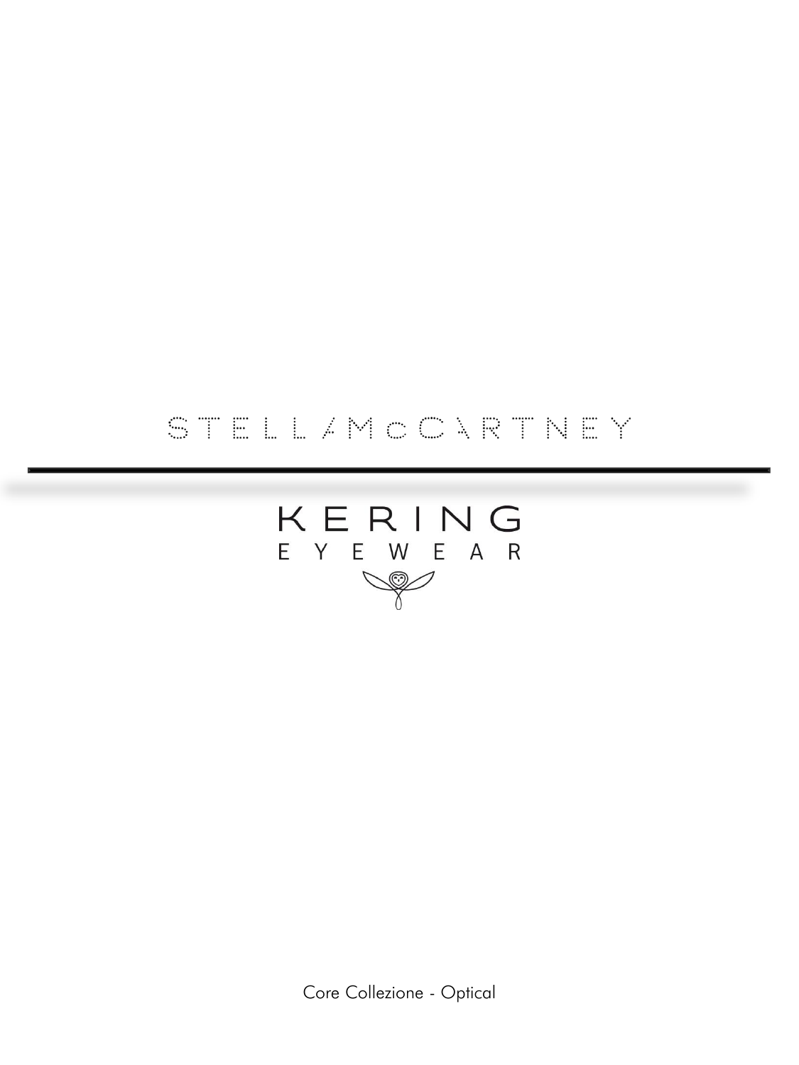STELLA McCARTNEY

KERING
EYEWEAR

Core Collezione - Optical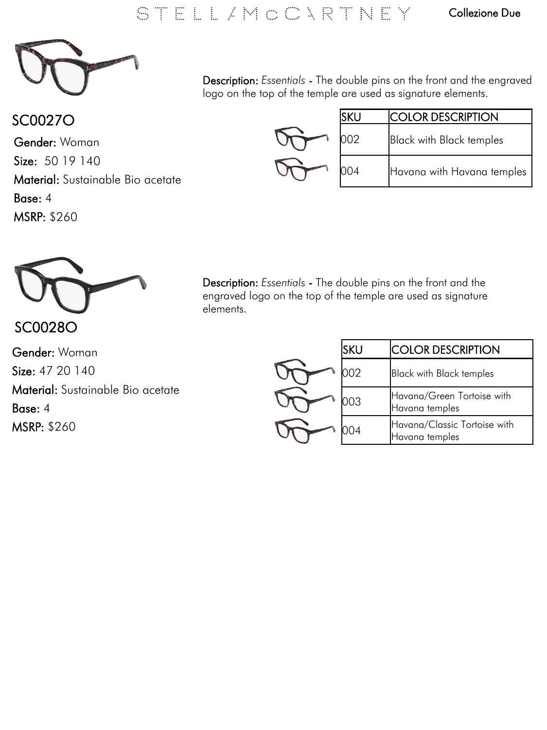## SC0027O

**Gender:** Woman

**Size:** 50 19 140

**Material:** Sustainable Bio acetate

**Base:** 4

**MSRP:** $260

**Description:** *Essentials* - The double pins on the front and the engraved logo on the top of the temple are used as signature elements.

| SKU | COLOR DESCRIPTION |
|---|---|
| 002 | Black with Black temples |
| 004 | Havana with Havana temples |

## SC0028O

**Gender:** Woman

**Size:** 47 20 140

**Material:** Sustainable Bio acetate

**Base:** 4

**MSRP:** $260

**Description:** *Essentials* - The double pins on the front and the engraved logo on the top of the temple are used as signature elements.

| SKU | COLOR DESCRIPTION |
|---|---|
| 002 | Black with Black temples |
| 003 | Havana/Green Tortoise with Havana temples |
| 004 | Havana/Classic Tortoise with Havana temples |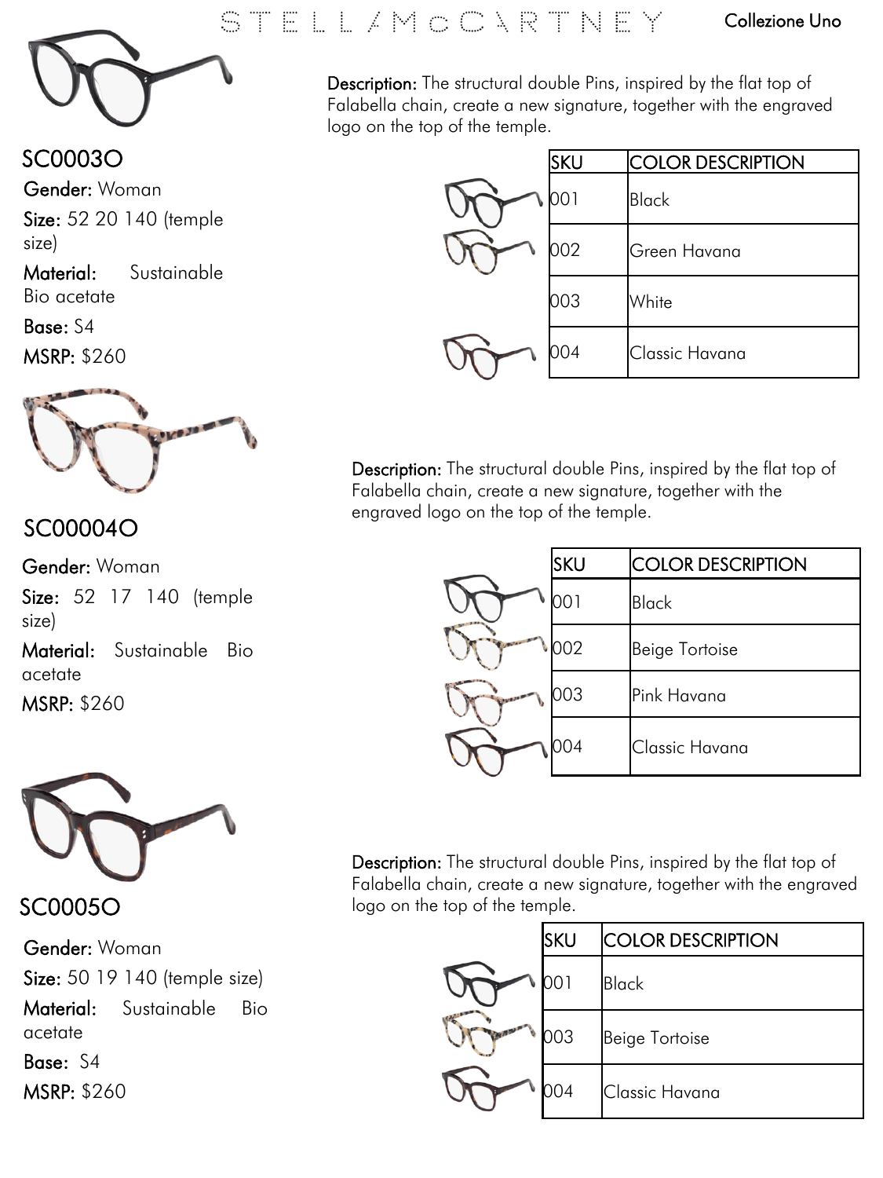# STELLA McCARTNEY

Collezione Uno

## SC0003O

**Gender:** Woman

**Size:** 52 20 140 (temple size)

**Material:** Sustainable Bio acetate

**Base:** S4

**MSRP:** $260

**Description:** The structural double Pins, inspired by the flat top of Falabella chain, create a new signature, together with the engraved logo on the top of the temple.

| SKU | COLOR DESCRIPTION |
| --- | --- |
| 001 | Black |
| 002 | Green Havana |
| 003 | White |
| 004 | Classic Havana |

## SC00004O

**Gender:** Woman

**Size:** 52 17 140 (temple size)

**Material:** Sustainable Bio acetate

**MSRP:** $260

**Description:** The structural double Pins, inspired by the flat top of Falabella chain, create a new signature, together with the engraved logo on the top of the temple.

| SKU | COLOR DESCRIPTION |
| --- | --- |
| 001 | Black |
| 002 | Beige Tortoise |
| 003 | Pink Havana |
| 004 | Classic Havana |

## SC0005O

**Gender:** Woman

**Size:** 50 19 140 (temple size)

**Material:** Sustainable Bio acetate

**Base:** S4

**MSRP:** $260

**Description:** The structural double Pins, inspired by the flat top of Falabella chain, create a new signature, together with the engraved logo on the top of the temple.

| SKU | COLOR DESCRIPTION |
| --- | --- |
| 001 | Black |
| 003 | Beige Tortoise |
| 004 | Classic Havana |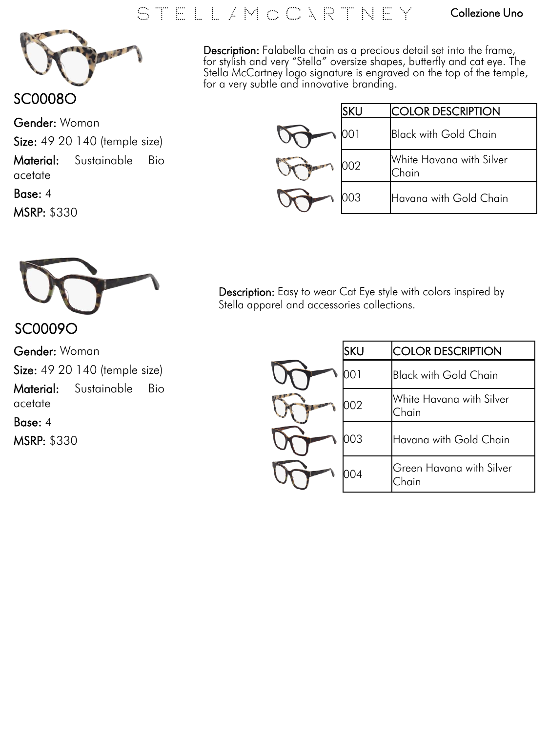STELLA McCARTNEY — Collezione Uno

## SC0008O

**Gender:** Woman

**Size:** 49 20 140 (temple size)

**Material:** Sustainable Bio acetate

**Base:** 4

**MSRP:** $330

**Description:** Falabella chain as a precious detail set into the frame, for stylish and very "Stella" oversize shapes, butterfly and cat eye. The Stella McCartney logo signature is engraved on the top of the temple, for a very subtle and innovative branding.

| SKU | COLOR DESCRIPTION |
|---|---|
| 001 | Black with Gold Chain |
| 002 | White Havana with Silver Chain |
| 003 | Havana with Gold Chain |

## SC0009O

**Gender:** Woman

**Size:** 49 20 140 (temple size)

**Material:** Sustainable Bio acetate

**Base:** 4

**MSRP:** $330

**Description:** Easy to wear Cat Eye style with colors inspired by Stella apparel and accessories collections.

| SKU | COLOR DESCRIPTION |
|---|---|
| 001 | Black with Gold Chain |
| 002 | White Havana with Silver Chain |
| 003 | Havana with Gold Chain |
| 004 | Green Havana with Silver Chain |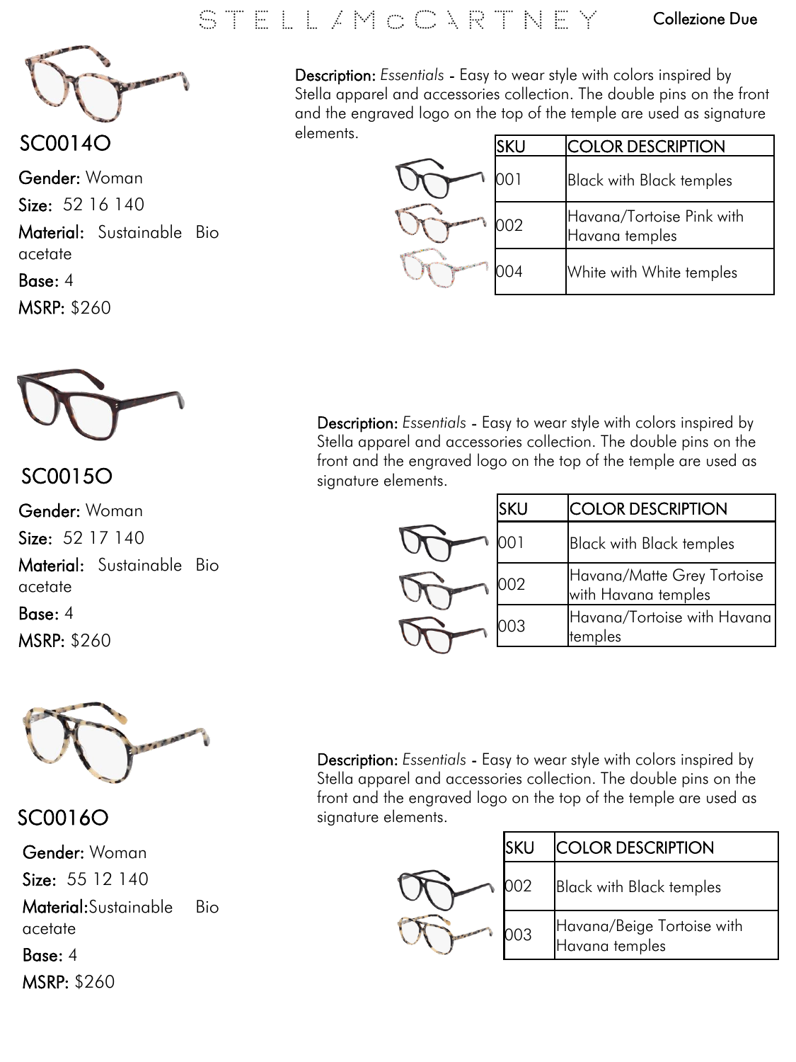STELLA McCARTNEY — Collezione Due

## SC0014O

**Gender:** Woman

**Size:** 52 16 140

**Material:** Sustainable Bio acetate

**Base:** 4

**MSRP:** $260

**Description:** *Essentials* - Easy to wear style with colors inspired by Stella apparel and accessories collection. The double pins on the front and the engraved logo on the top of the temple are used as signature elements.

| SKU | COLOR DESCRIPTION |
| --- | --- |
| 001 | Black with Black temples |
| 002 | Havana/Tortoise Pink with Havana temples |
| 004 | White with White temples |

## SC0015O

**Gender:** Woman

**Size:** 52 17 140

**Material:** Sustainable Bio acetate

**Base:** 4

**MSRP:** $260

**Description:** *Essentials* - Easy to wear style with colors inspired by Stella apparel and accessories collection. The double pins on the front and the engraved logo on the top of the temple are used as signature elements.

| SKU | COLOR DESCRIPTION |
| --- | --- |
| 001 | Black with Black temples |
| 002 | Havana/Matte Grey Tortoise with Havana temples |
| 003 | Havana/Tortoise with Havana temples |

## SC0016O

**Gender:** Woman

**Size:** 55 12 140

**Material:** Sustainable Bio acetate

**Base:** 4

**MSRP:** $260

**Description:** *Essentials* - Easy to wear style with colors inspired by Stella apparel and accessories collection. The double pins on the front and the engraved logo on the top of the temple are used as signature elements.

| SKU | COLOR DESCRIPTION |
| --- | --- |
| 002 | Black with Black temples |
| 003 | Havana/Beige Tortoise with Havana temples |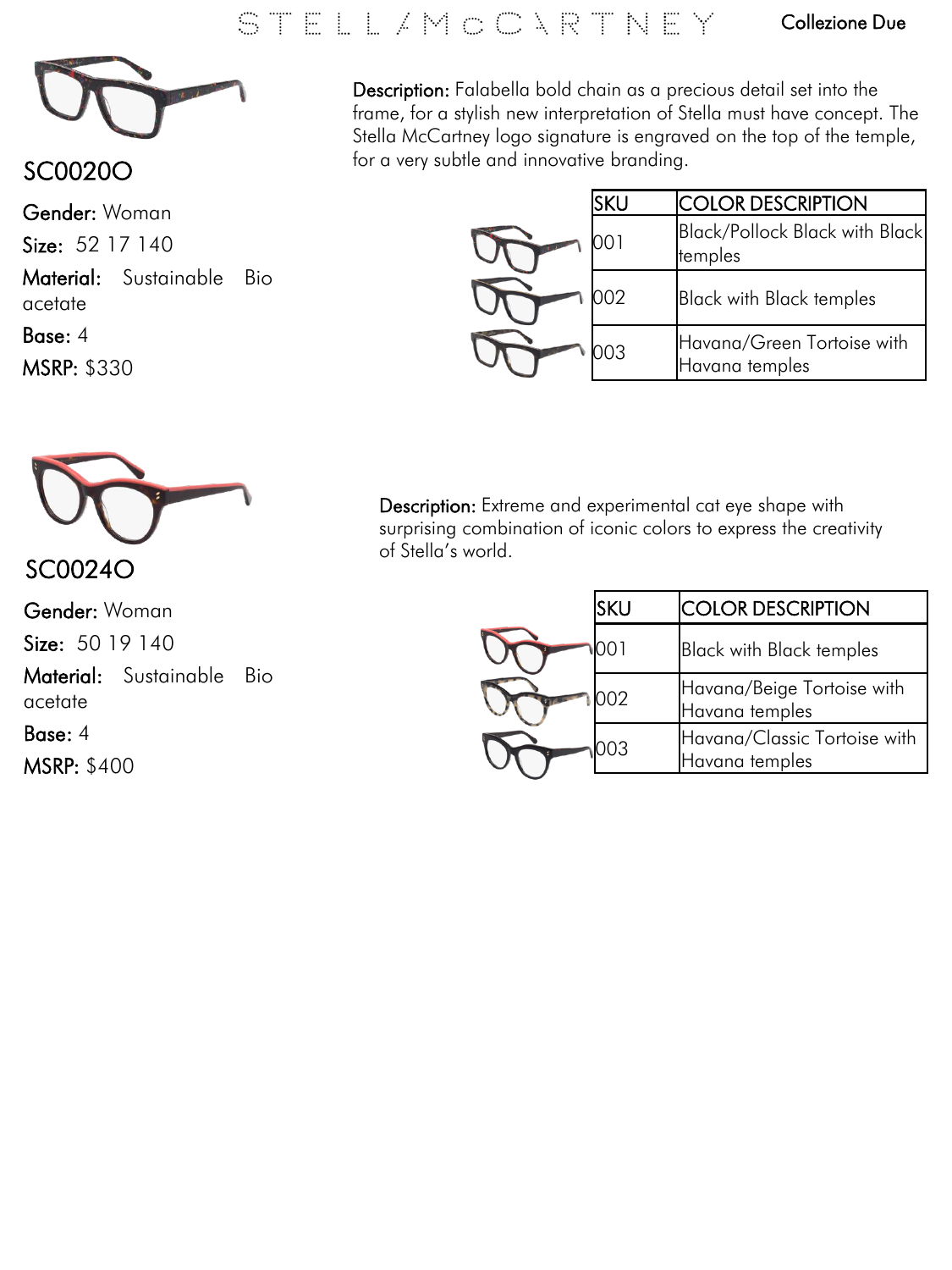STELLA McCARTNEY — Collezione Due

## SC0020O

**Gender:** Woman

**Size:** 52 17 140

**Material:** Sustainable Bio acetate

**Base:** 4

**MSRP:** $330

**Description:** Falabella bold chain as a precious detail set into the frame, for a stylish new interpretation of Stella must have concept. The Stella McCartney logo signature is engraved on the top of the temple, for a very subtle and innovative branding.

| SKU | COLOR DESCRIPTION |
|---|---|
| 001 | Black/Pollock Black with Black temples |
| 002 | Black with Black temples |
| 003 | Havana/Green Tortoise with Havana temples |

## SC0024O

**Gender:** Woman

**Size:** 50 19 140

**Material:** Sustainable Bio acetate

**Base:** 4

**MSRP:** $400

**Description:** Extreme and experimental cat eye shape with surprising combination of iconic colors to express the creativity of Stella's world.

| SKU | COLOR DESCRIPTION |
|---|---|
| 001 | Black with Black temples |
| 002 | Havana/Beige Tortoise with Havana temples |
| 003 | Havana/Classic Tortoise with Havana temples |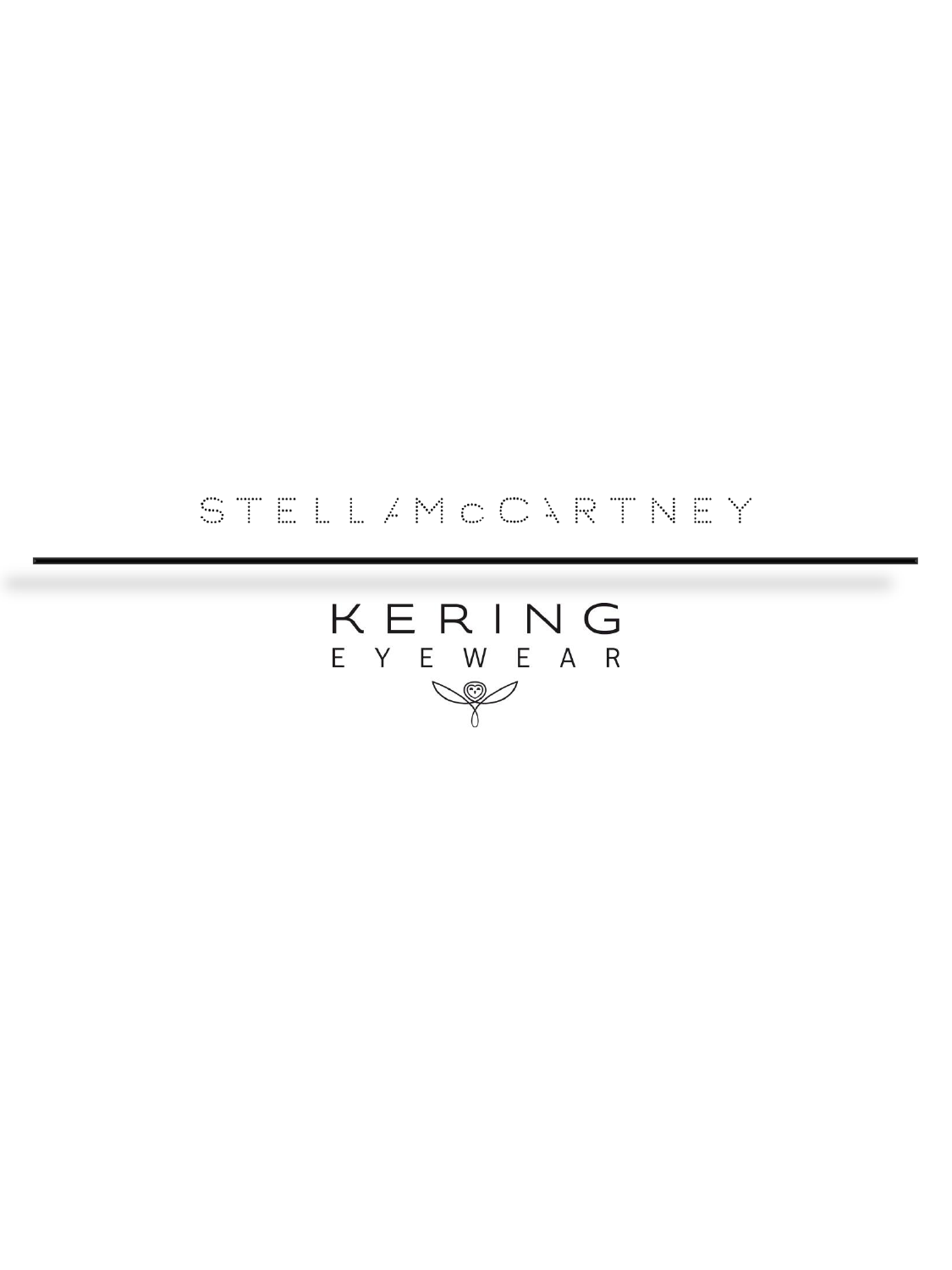STELLA McCARTNEY

KERING
EYEWEAR